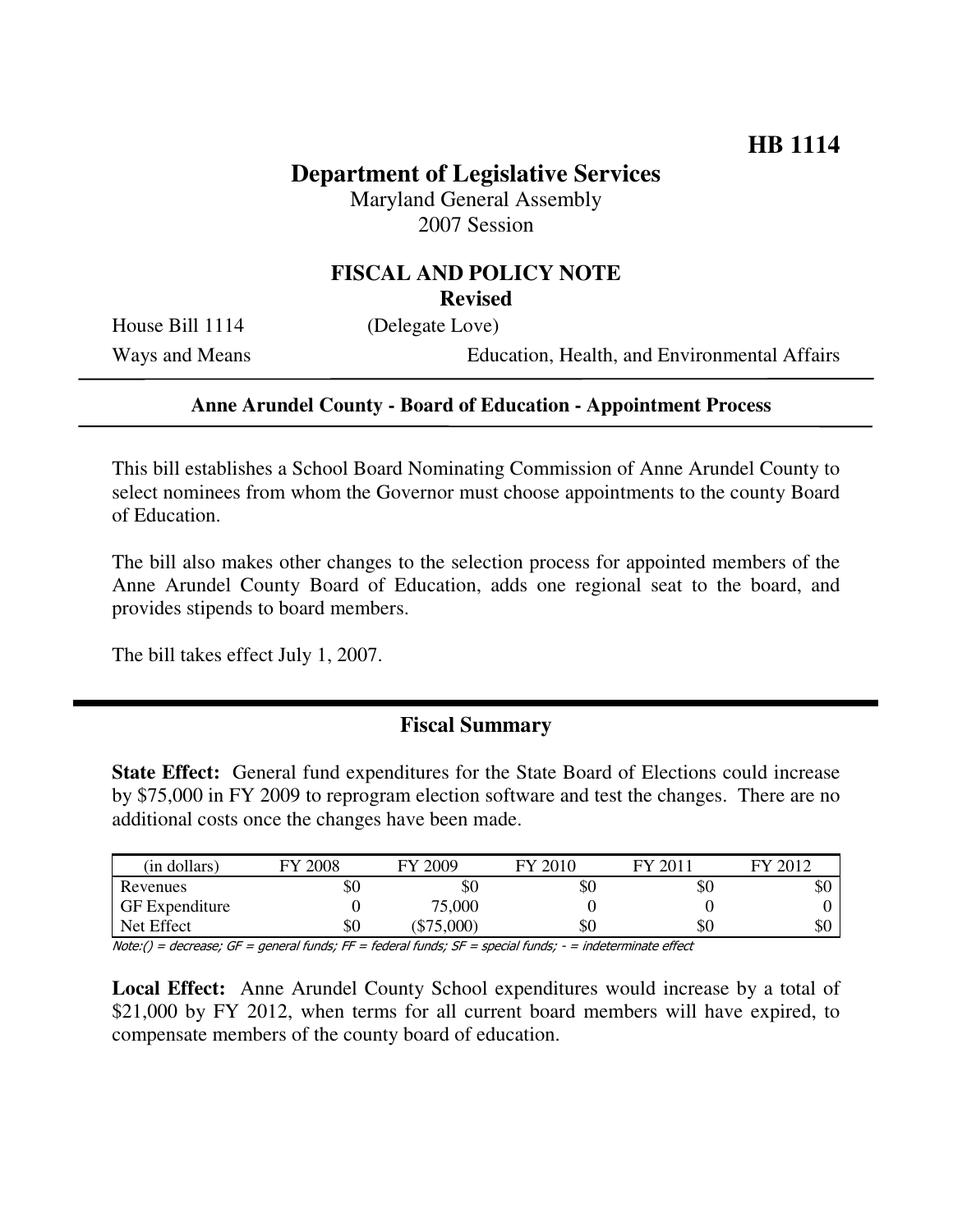**HB 1114**

# Department of Legislative Services

Maryland General Assembly
2007 Session

## FISCAL AND POLICY NOTE
**Revised**

House Bill 1114 (Delegate Love)
Ways and Means Education, Health, and Environmental Affairs

### Anne Arundel County - Board of Education - Appointment Process

This bill establishes a School Board Nominating Commission of Anne Arundel County to select nominees from whom the Governor must choose appointments to the county Board of Education.

The bill also makes other changes to the selection process for appointed members of the Anne Arundel County Board of Education, adds one regional seat to the board, and provides stipends to board members.

The bill takes effect July 1, 2007.

## Fiscal Summary

**State Effect:** General fund expenditures for the State Board of Elections could increase by $75,000 in FY 2009 to reprogram election software and test the changes. There are no additional costs once the changes have been made.

| (in dollars) | FY 2008 | FY 2009 | FY 2010 | FY 2011 | FY 2012 |
|---|---|---|---|---|---|
| Revenues | $0 | $0 | $0 | $0 | $0 |
| GF Expenditure | 0 | 75,000 | 0 | 0 | 0 |
| Net Effect | $0 | ($75,000) | $0 | $0 | $0 |

*Note:() = decrease; GF = general funds; FF = federal funds; SF = special funds; - = indeterminate effect*

**Local Effect:** Anne Arundel County School expenditures would increase by a total of $21,000 by FY 2012, when terms for all current board members will have expired, to compensate members of the county board of education.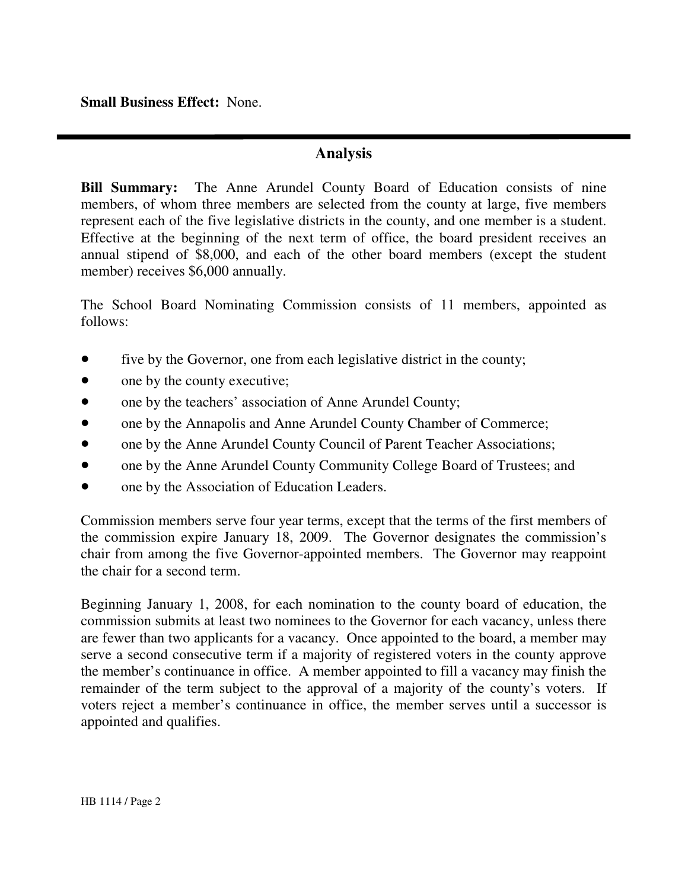**Small Business Effect:** None.

## Analysis

**Bill Summary:** The Anne Arundel County Board of Education consists of nine members, of whom three members are selected from the county at large, five members represent each of the five legislative districts in the county, and one member is a student. Effective at the beginning of the next term of office, the board president receives an annual stipend of $8,000, and each of the other board members (except the student member) receives $6,000 annually.

The School Board Nominating Commission consists of 11 members, appointed as follows:

- five by the Governor, one from each legislative district in the county;
- one by the county executive;
- one by the teachers' association of Anne Arundel County;
- one by the Annapolis and Anne Arundel County Chamber of Commerce;
- one by the Anne Arundel County Council of Parent Teacher Associations;
- one by the Anne Arundel County Community College Board of Trustees; and
- one by the Association of Education Leaders.

Commission members serve four year terms, except that the terms of the first members of the commission expire January 18, 2009. The Governor designates the commission's chair from among the five Governor-appointed members. The Governor may reappoint the chair for a second term.

Beginning January 1, 2008, for each nomination to the county board of education, the commission submits at least two nominees to the Governor for each vacancy, unless there are fewer than two applicants for a vacancy. Once appointed to the board, a member may serve a second consecutive term if a majority of registered voters in the county approve the member's continuance in office. A member appointed to fill a vacancy may finish the remainder of the term subject to the approval of a majority of the county's voters. If voters reject a member's continuance in office, the member serves until a successor is appointed and qualifies.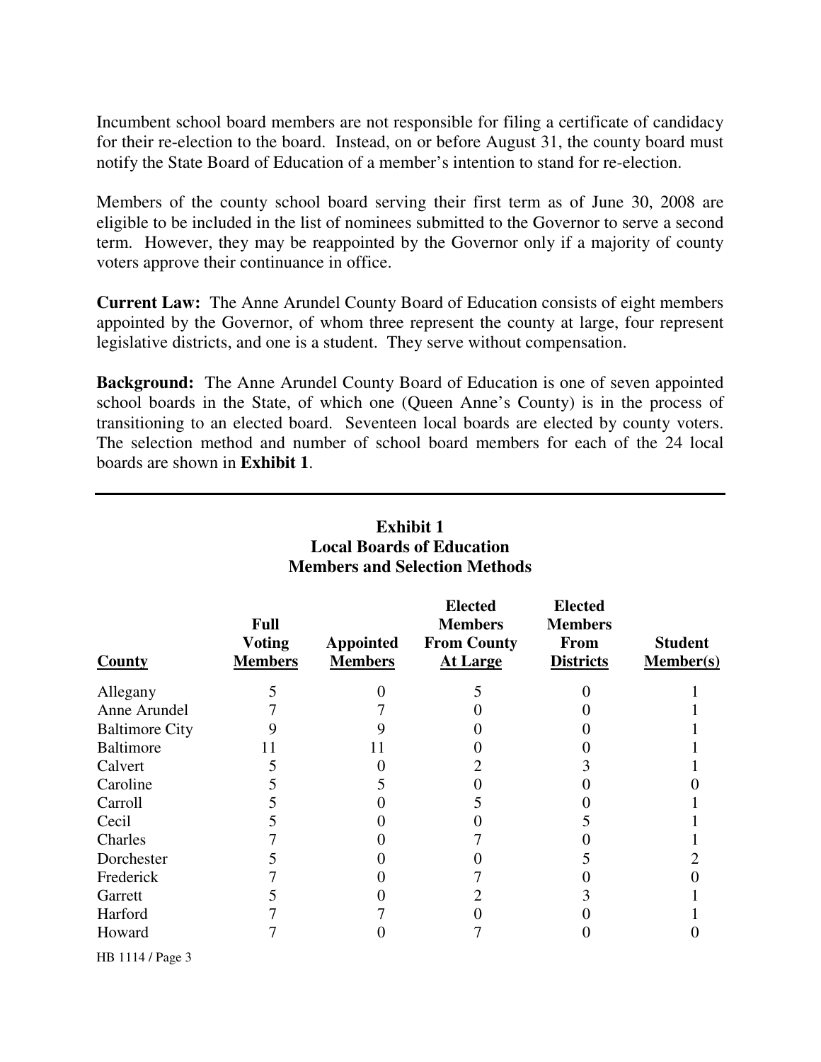Incumbent school board members are not responsible for filing a certificate of candidacy for their re-election to the board. Instead, on or before August 31, the county board must notify the State Board of Education of a member's intention to stand for re-election.

Members of the county school board serving their first term as of June 30, 2008 are eligible to be included in the list of nominees submitted to the Governor to serve a second term. However, they may be reappointed by the Governor only if a majority of county voters approve their continuance in office.

**Current Law:** The Anne Arundel County Board of Education consists of eight members appointed by the Governor, of whom three represent the county at large, four represent legislative districts, and one is a student. They serve without compensation.

**Background:** The Anne Arundel County Board of Education is one of seven appointed school boards in the State, of which one (Queen Anne's County) is in the process of transitioning to an elected board. Seventeen local boards are elected by county voters. The selection method and number of school board members for each of the 24 local boards are shown in **Exhibit 1**.

**Exhibit 1**
**Local Boards of Education**
**Members and Selection Methods**

| County | Full Voting Members | Appointed Members | Elected Members From County At Large | Elected Members From Districts | Student Member(s) |
|---|---|---|---|---|---|
| Allegany | 5 | 0 | 5 | 0 | 1 |
| Anne Arundel | 7 | 7 | 0 | 0 | 1 |
| Baltimore City | 9 | 9 | 0 | 0 | 1 |
| Baltimore | 11 | 11 | 0 | 0 | 1 |
| Calvert | 5 | 0 | 2 | 3 | 1 |
| Caroline | 5 | 5 | 0 | 0 | 0 |
| Carroll | 5 | 0 | 5 | 0 | 1 |
| Cecil | 5 | 0 | 0 | 5 | 1 |
| Charles | 7 | 0 | 7 | 0 | 1 |
| Dorchester | 5 | 0 | 0 | 5 | 2 |
| Frederick | 7 | 0 | 7 | 0 | 0 |
| Garrett | 5 | 0 | 2 | 3 | 1 |
| Harford | 7 | 7 | 0 | 0 | 1 |
| Howard | 7 | 0 | 7 | 0 | 0 |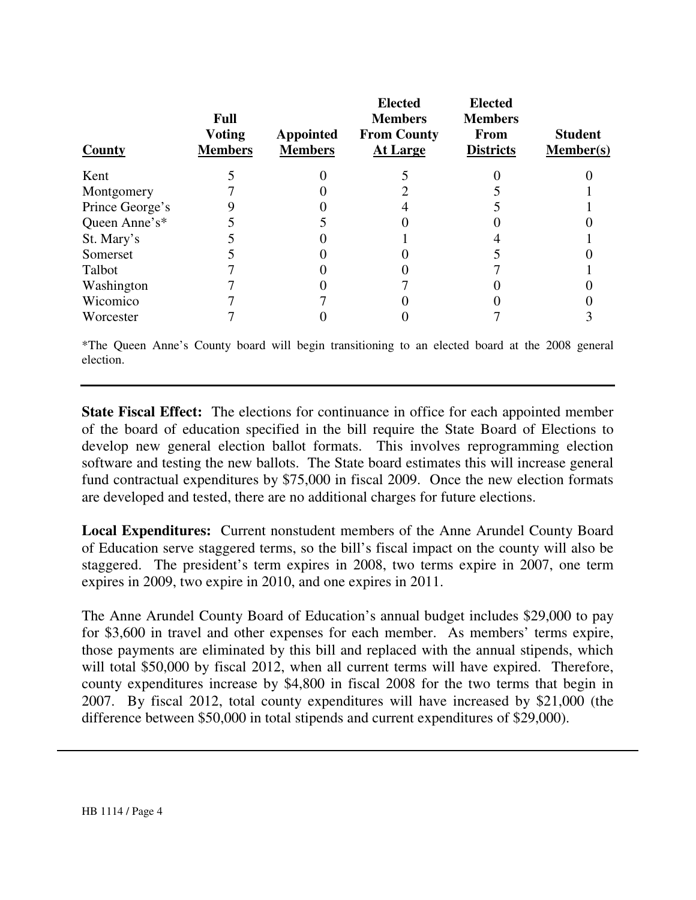| County | Full Voting Members | Appointed Members | Elected Members From County At Large | Elected Members From Districts | Student Member(s) |
|---|---|---|---|---|---|
| Kent | 5 | 0 | 5 | 0 | 0 |
| Montgomery | 7 | 0 | 2 | 5 | 1 |
| Prince George's | 9 | 0 | 4 | 5 | 1 |
| Queen Anne's* | 5 | 5 | 0 | 0 | 0 |
| St. Mary's | 5 | 0 | 1 | 4 | 1 |
| Somerset | 5 | 0 | 0 | 5 | 0 |
| Talbot | 7 | 0 | 0 | 7 | 1 |
| Washington | 7 | 0 | 7 | 0 | 0 |
| Wicomico | 7 | 7 | 0 | 0 | 0 |
| Worcester | 7 | 0 | 0 | 7 | 3 |

*The Queen Anne's County board will begin transitioning to an elected board at the 2008 general election.

**State Fiscal Effect:** The elections for continuance in office for each appointed member of the board of education specified in the bill require the State Board of Elections to develop new general election ballot formats. This involves reprogramming election software and testing the new ballots. The State board estimates this will increase general fund contractual expenditures by $75,000 in fiscal 2009. Once the new election formats are developed and tested, there are no additional charges for future elections.

**Local Expenditures:** Current nonstudent members of the Anne Arundel County Board of Education serve staggered terms, so the bill's fiscal impact on the county will also be staggered. The president's term expires in 2008, two terms expire in 2007, one term expires in 2009, two expire in 2010, and one expires in 2011.

The Anne Arundel County Board of Education's annual budget includes $29,000 to pay for $3,600 in travel and other expenses for each member. As members' terms expire, those payments are eliminated by this bill and replaced with the annual stipends, which will total $50,000 by fiscal 2012, when all current terms will have expired. Therefore, county expenditures increase by $4,800 in fiscal 2008 for the two terms that begin in 2007. By fiscal 2012, total county expenditures will have increased by $21,000 (the difference between $50,000 in total stipends and current expenditures of $29,000).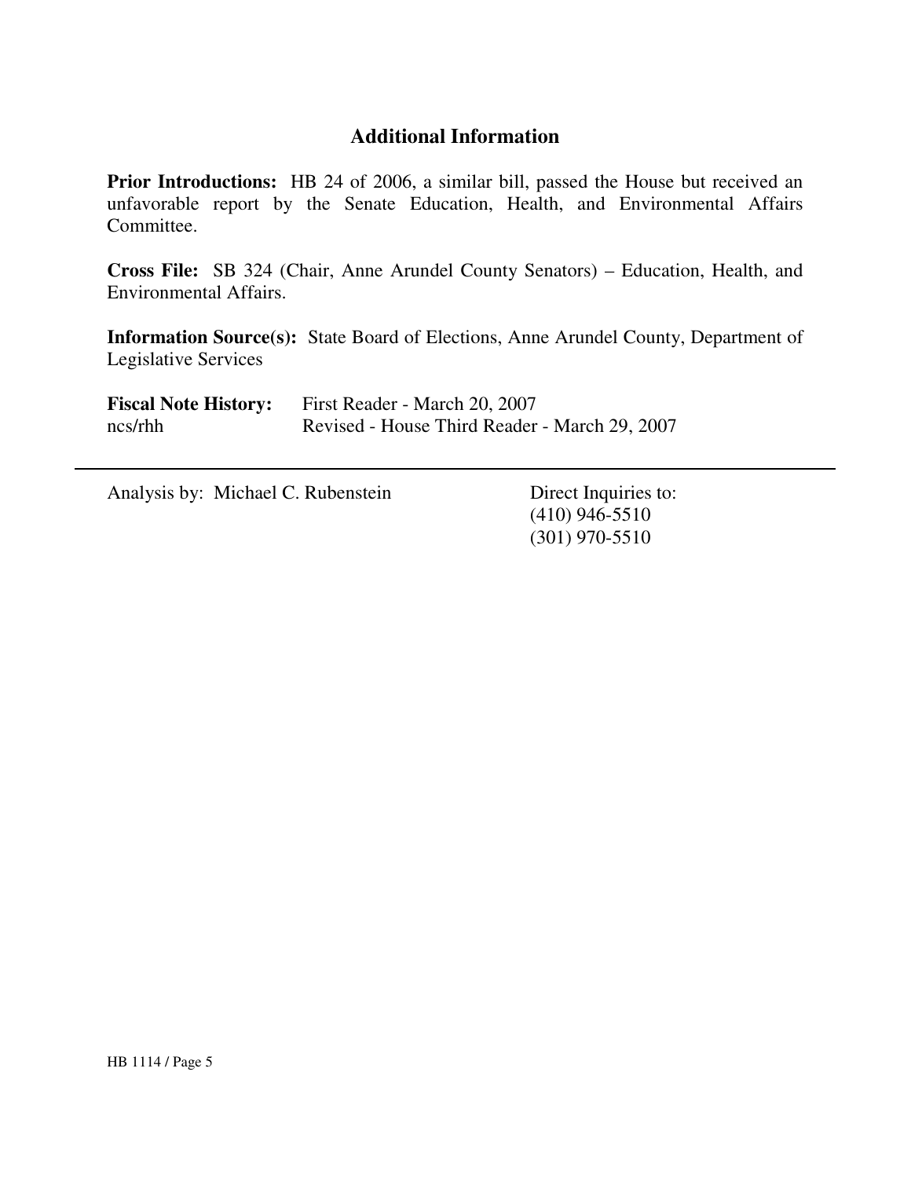## Additional Information

**Prior Introductions:** HB 24 of 2006, a similar bill, passed the House but received an unfavorable report by the Senate Education, Health, and Environmental Affairs Committee.

**Cross File:** SB 324 (Chair, Anne Arundel County Senators) – Education, Health, and Environmental Affairs.

**Information Source(s):** State Board of Elections, Anne Arundel County, Department of Legislative Services

| | |
|---|---|
| **Fiscal Note History:** | First Reader - March 20, 2007 |
| ncs/rhh | Revised - House Third Reader - March 29, 2007 |

---

Analysis by: Michael C. Rubenstein

Direct Inquiries to:
(410) 946-5510
(301) 970-5510